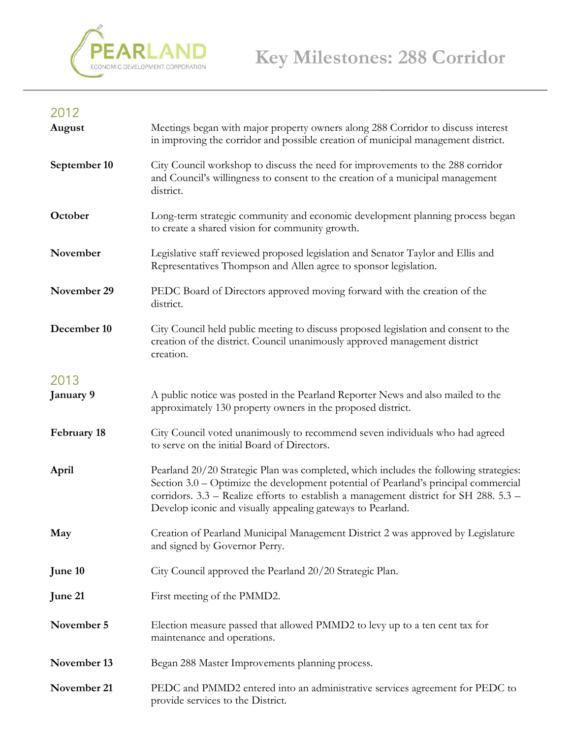PEARLAND
ECONOMIC DEVELOPMENT CORPORATION

# Key Milestones: 288 Corridor

## 2012

**August** Meetings began with major property owners along 288 Corridor to discuss interest in improving the corridor and possible creation of municipal management district.

**September 10** City Council workshop to discuss the need for improvements to the 288 corridor and Council's willingness to consent to the creation of a municipal management district.

**October** Long-term strategic community and economic development planning process began to create a shared vision for community growth.

**November** Legislative staff reviewed proposed legislation and Senator Taylor and Ellis and Representatives Thompson and Allen agree to sponsor legislation.

**November 29** PEDC Board of Directors approved moving forward with the creation of the district.

**December 10** City Council held public meeting to discuss proposed legislation and consent to the creation of the district. Council unanimously approved management district creation.

## 2013

**January 9** A public notice was posted in the Pearland Reporter News and also mailed to the approximately 130 property owners in the proposed district.

**February 18** City Council voted unanimously to recommend seven individuals who had agreed to serve on the initial Board of Directors.

**April** Pearland 20/20 Strategic Plan was completed, which includes the following strategies: Section 3.0 – Optimize the development potential of Pearland's principal commercial corridors. 3.3 – Realize efforts to establish a management district for SH 288. 5.3 – Develop iconic and visually appealing gateways to Pearland.

**May** Creation of Pearland Municipal Management District 2 was approved by Legislature and signed by Governor Perry.

**June 10** City Council approved the Pearland 20/20 Strategic Plan.

**June 21** First meeting of the PMMD2.

**November 5** Election measure passed that allowed PMMD2 to levy up to a ten cent tax for maintenance and operations.

**November 13** Began 288 Master Improvements planning process.

**November 21** PEDC and PMMD2 entered into an administrative services agreement for PEDC to provide services to the District.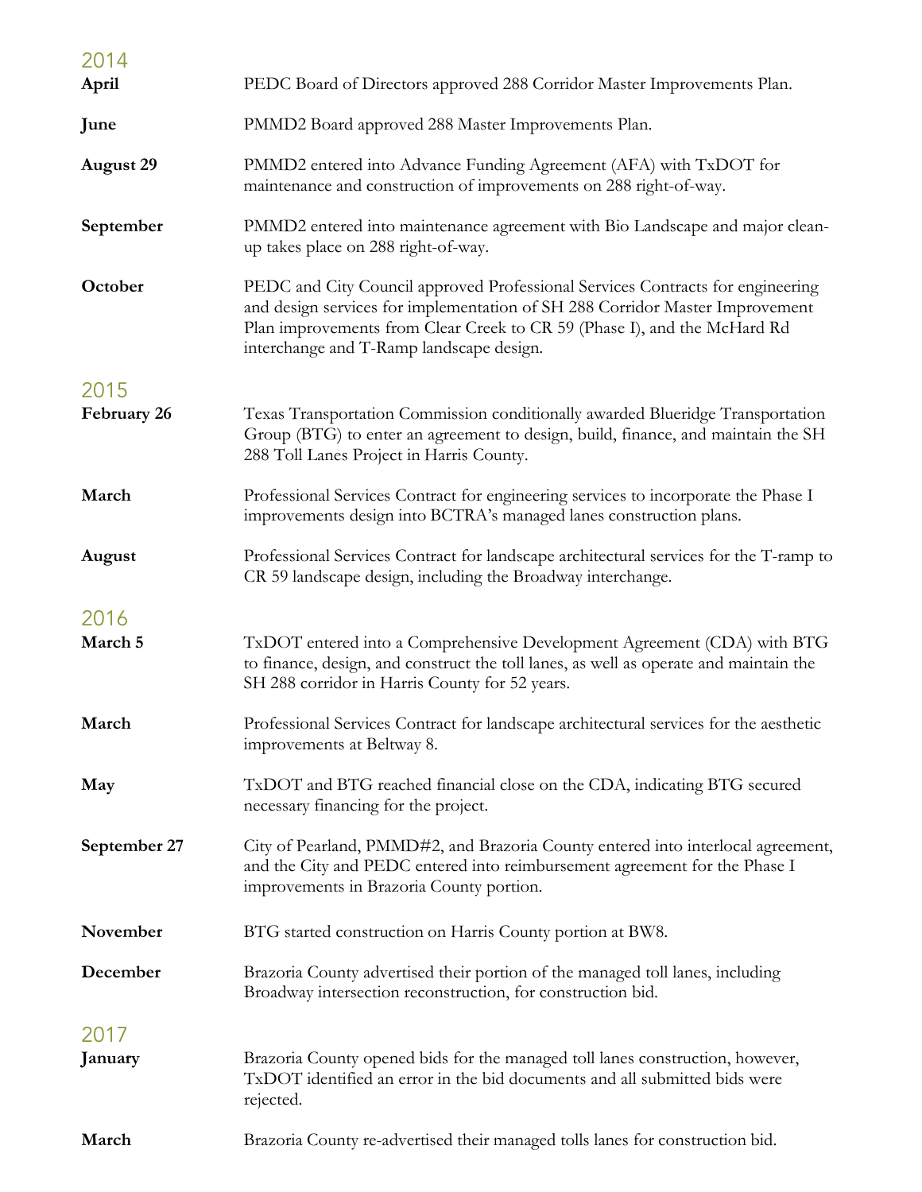## 2014

**April** PEDC Board of Directors approved 288 Corridor Master Improvements Plan.

**June** PMMD2 Board approved 288 Master Improvements Plan.

**August 29** PMMD2 entered into Advance Funding Agreement (AFA) with TxDOT for maintenance and construction of improvements on 288 right-of-way.

**September** PMMD2 entered into maintenance agreement with Bio Landscape and major clean-up takes place on 288 right-of-way.

**October** PEDC and City Council approved Professional Services Contracts for engineering and design services for implementation of SH 288 Corridor Master Improvement Plan improvements from Clear Creek to CR 59 (Phase I), and the McHard Rd interchange and T-Ramp landscape design.

## 2015

**February 26** Texas Transportation Commission conditionally awarded Blueridge Transportation Group (BTG) to enter an agreement to design, build, finance, and maintain the SH 288 Toll Lanes Project in Harris County.

**March** Professional Services Contract for engineering services to incorporate the Phase I improvements design into BCTRA's managed lanes construction plans.

**August** Professional Services Contract for landscape architectural services for the T-ramp to CR 59 landscape design, including the Broadway interchange.

## 2016

**March 5** TxDOT entered into a Comprehensive Development Agreement (CDA) with BTG to finance, design, and construct the toll lanes, as well as operate and maintain the SH 288 corridor in Harris County for 52 years.

**March** Professional Services Contract for landscape architectural services for the aesthetic improvements at Beltway 8.

**May** TxDOT and BTG reached financial close on the CDA, indicating BTG secured necessary financing for the project.

**September 27** City of Pearland, PMMD#2, and Brazoria County entered into interlocal agreement, and the City and PEDC entered into reimbursement agreement for the Phase I improvements in Brazoria County portion.

**November** BTG started construction on Harris County portion at BW8.

**December** Brazoria County advertised their portion of the managed toll lanes, including Broadway intersection reconstruction, for construction bid.

## 2017

**January** Brazoria County opened bids for the managed toll lanes construction, however, TxDOT identified an error in the bid documents and all submitted bids were rejected.

**March** Brazoria County re-advertised their managed tolls lanes for construction bid.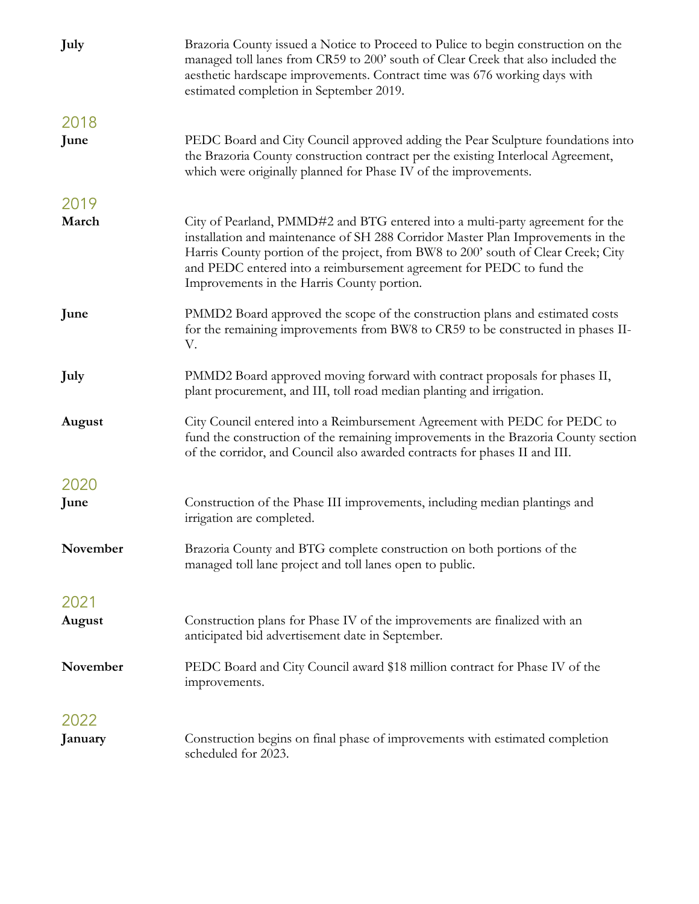**July** Brazoria County issued a Notice to Proceed to Pulice to begin construction on the managed toll lanes from CR59 to 200' south of Clear Creek that also included the aesthetic hardscape improvements. Contract time was 676 working days with estimated completion in September 2019.

## 2018

**June** PEDC Board and City Council approved adding the Pear Sculpture foundations into the Brazoria County construction contract per the existing Interlocal Agreement, which were originally planned for Phase IV of the improvements.

## 2019

**March** City of Pearland, PMMD#2 and BTG entered into a multi-party agreement for the installation and maintenance of SH 288 Corridor Master Plan Improvements in the Harris County portion of the project, from BW8 to 200' south of Clear Creek; City and PEDC entered into a reimbursement agreement for PEDC to fund the Improvements in the Harris County portion.

**June** PMMD2 Board approved the scope of the construction plans and estimated costs for the remaining improvements from BW8 to CR59 to be constructed in phases II-V.

**July** PMMD2 Board approved moving forward with contract proposals for phases II, plant procurement, and III, toll road median planting and irrigation.

**August** City Council entered into a Reimbursement Agreement with PEDC for PEDC to fund the construction of the remaining improvements in the Brazoria County section of the corridor, and Council also awarded contracts for phases II and III.

## 2020

**June** Construction of the Phase III improvements, including median plantings and irrigation are completed.

**November** Brazoria County and BTG complete construction on both portions of the managed toll lane project and toll lanes open to public.

## 2021

**August** Construction plans for Phase IV of the improvements are finalized with an anticipated bid advertisement date in September.

**November** PEDC Board and City Council award $18 million contract for Phase IV of the improvements.

## 2022

**January** Construction begins on final phase of improvements with estimated completion scheduled for 2023.